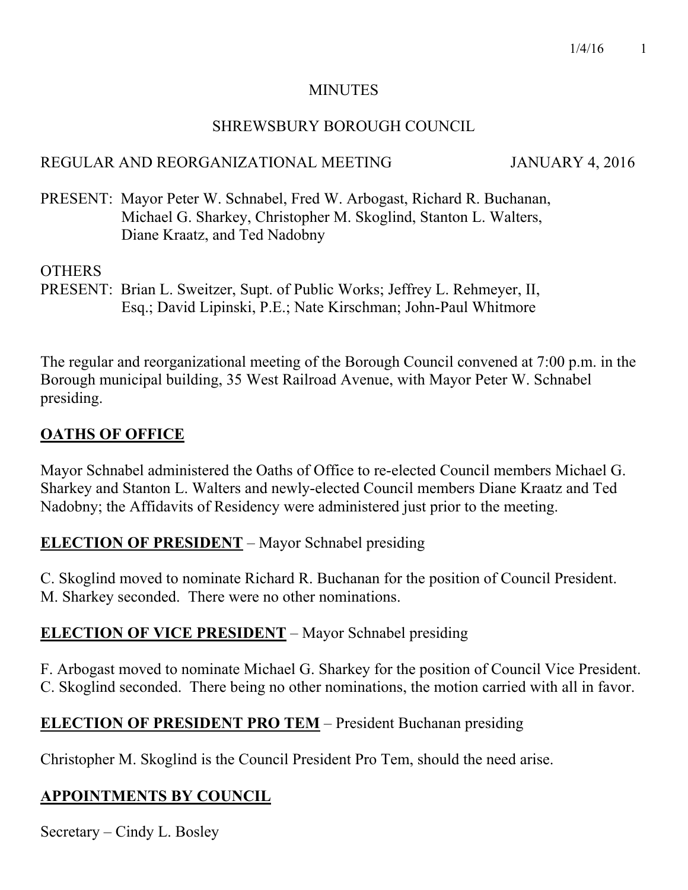# MINUTES

## SHREWSBURY BOROUGH COUNCIL

REGULAR AND REORGANIZATIONAL MEETING JANUARY 4, 2016

PRESENT: Mayor Peter W. Schnabel, Fred W. Arbogast, Richard R. Buchanan, Michael G. Sharkey, Christopher M. Skoglind, Stanton L. Walters, Diane Kraatz, and Ted Nadobny

OTHERS PRESENT: Brian L. Sweitzer, Supt. of Public Works; Jeffrey L. Rehmeyer, II, Esq.; David Lipinski, P.E.; Nate Kirschman; John-Paul Whitmore

The regular and reorganizational meeting of the Borough Council convened at 7:00 p.m. in the Borough municipal building, 35 West Railroad Avenue, with Mayor Peter W. Schnabel presiding.

**OATHS OF OFFICE**

Mayor Schnabel administered the Oaths of Office to re-elected Council members Michael G. Sharkey and Stanton L. Walters and newly-elected Council members Diane Kraatz and Ted Nadobny; the Affidavits of Residency were administered just prior to the meeting.

**ELECTION OF PRESIDENT** – Mayor Schnabel presiding

C. Skoglind moved to nominate Richard R. Buchanan for the position of Council President. M. Sharkey seconded. There were no other nominations.

**ELECTION OF VICE PRESIDENT** – Mayor Schnabel presiding

F. Arbogast moved to nominate Michael G. Sharkey for the position of Council Vice President. C. Skoglind seconded. There being no other nominations, the motion carried with all in favor.

**ELECTION OF PRESIDENT PRO TEM** – President Buchanan presiding

Christopher M. Skoglind is the Council President Pro Tem, should the need arise.

**APPOINTMENTS BY COUNCIL**

Secretary – Cindy L. Bosley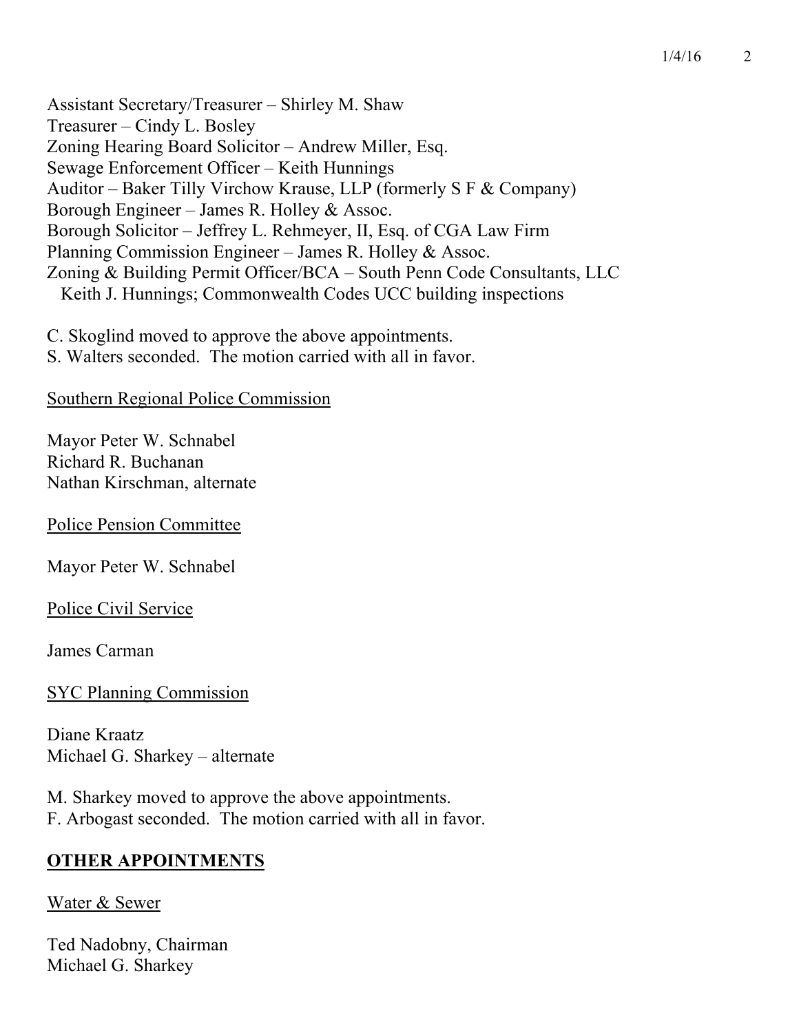Assistant Secretary/Treasurer – Shirley M. Shaw
Treasurer – Cindy L. Bosley
Zoning Hearing Board Solicitor – Andrew Miller, Esq.
Sewage Enforcement Officer – Keith Hunnings
Auditor – Baker Tilly Virchow Krause, LLP (formerly S F & Company)
Borough Engineer – James R. Holley & Assoc.
Borough Solicitor – Jeffrey L. Rehmeyer, II, Esq. of CGA Law Firm
Planning Commission Engineer – James R. Holley & Assoc.
Zoning & Building Permit Officer/BCA – South Penn Code Consultants, LLC
Keith J. Hunnings; Commonwealth Codes UCC building inspections

C. Skoglind moved to approve the above appointments.
S. Walters seconded. The motion carried with all in favor.

<u>Southern Regional Police Commission</u>

Mayor Peter W. Schnabel
Richard R. Buchanan
Nathan Kirschman, alternate

<u>Police Pension Committee</u>

Mayor Peter W. Schnabel

<u>Police Civil Service</u>

James Carman

<u>SYC Planning Commission</u>

Diane Kraatz
Michael G. Sharkey – alternate

M. Sharkey moved to approve the above appointments.
F. Arbogast seconded. The motion carried with all in favor.

## **OTHER APPOINTMENTS**

<u>Water & Sewer</u>

Ted Nadobny, Chairman
Michael G. Sharkey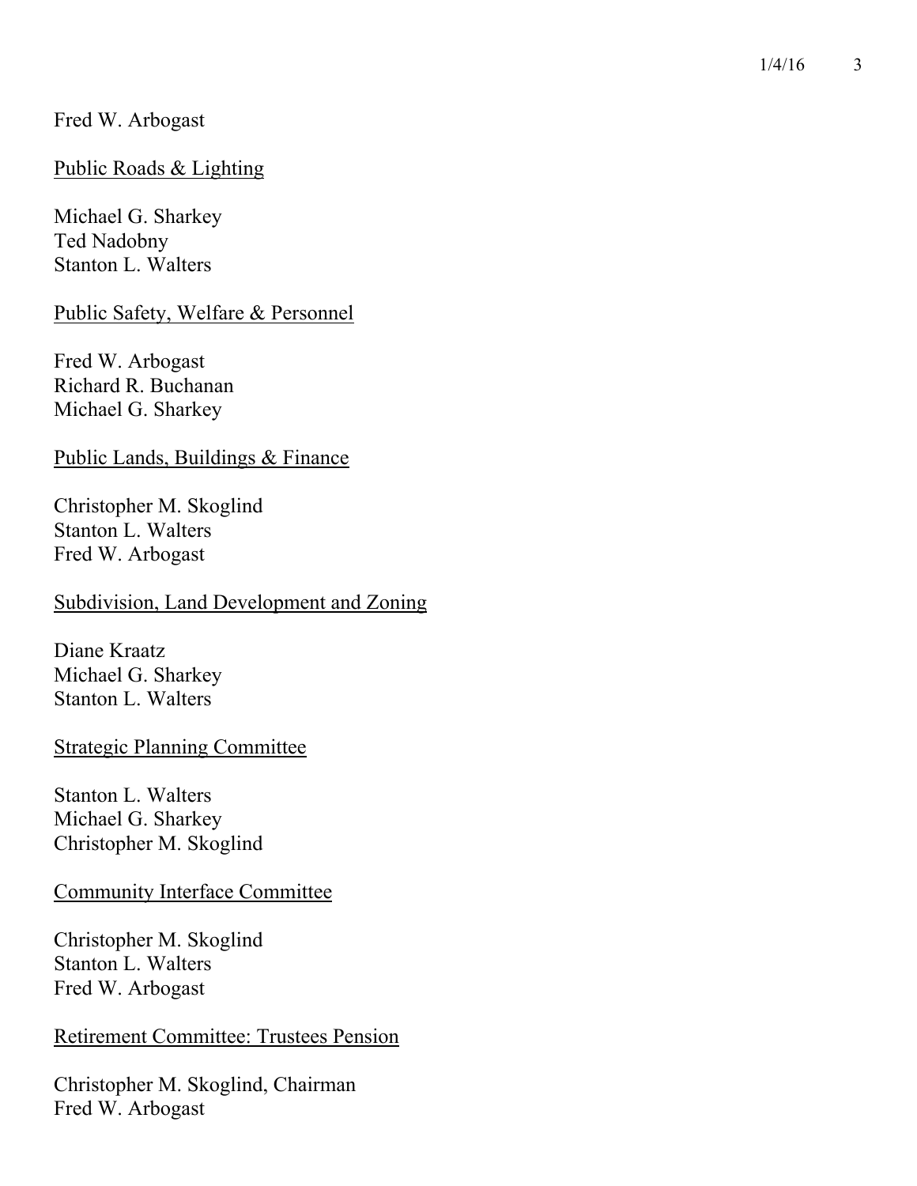Fred W. Arbogast

Public Roads & Lighting

Michael G. Sharkey
Ted Nadobny
Stanton L. Walters

Public Safety, Welfare & Personnel

Fred W. Arbogast
Richard R. Buchanan
Michael G. Sharkey

Public Lands, Buildings & Finance

Christopher M. Skoglind
Stanton L. Walters
Fred W. Arbogast

Subdivision, Land Development and Zoning

Diane Kraatz
Michael G. Sharkey
Stanton L. Walters

Strategic Planning Committee

Stanton L. Walters
Michael G. Sharkey
Christopher M. Skoglind

Community Interface Committee

Christopher M. Skoglind
Stanton L. Walters
Fred W. Arbogast

Retirement Committee: Trustees Pension

Christopher M. Skoglind, Chairman
Fred W. Arbogast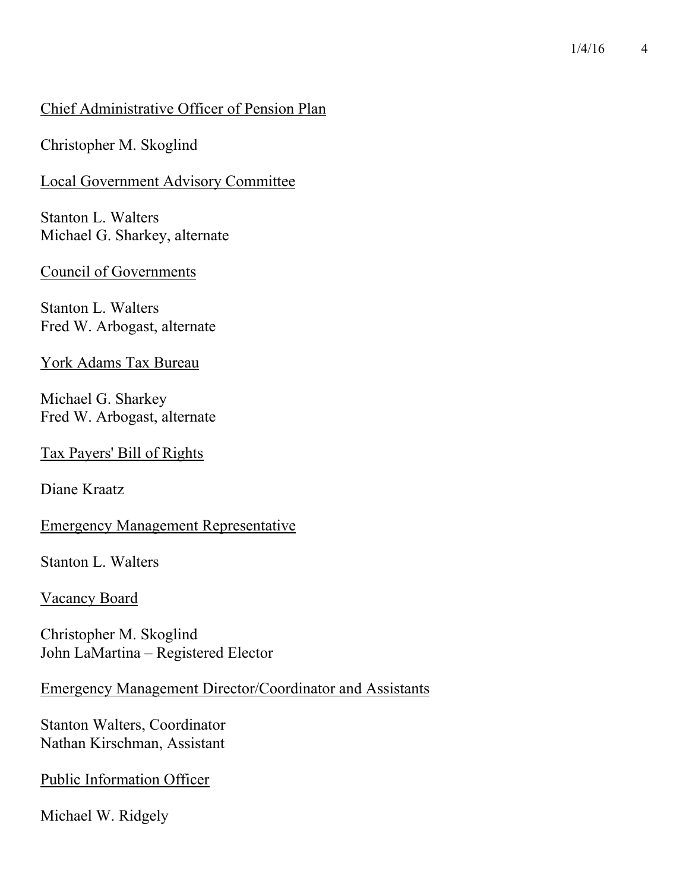Chief Administrative Officer of Pension Plan

Christopher M. Skoglind

Local Government Advisory Committee

Stanton L. Walters
Michael G. Sharkey, alternate

Council of Governments

Stanton L. Walters
Fred W. Arbogast, alternate

York Adams Tax Bureau

Michael G. Sharkey
Fred W. Arbogast, alternate

Tax Payers' Bill of Rights

Diane Kraatz

Emergency Management Representative

Stanton L. Walters

Vacancy Board

Christopher M. Skoglind
John LaMartina – Registered Elector

Emergency Management Director/Coordinator and Assistants

Stanton Walters, Coordinator
Nathan Kirschman, Assistant

Public Information Officer

Michael W. Ridgely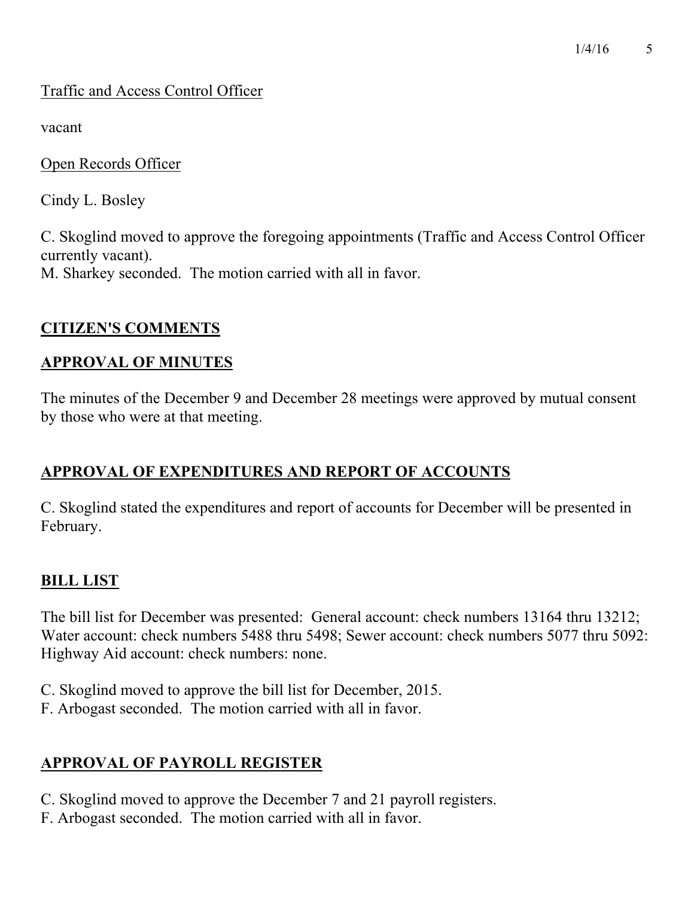Traffic and Access Control Officer

vacant

Open Records Officer

Cindy L. Bosley

C. Skoglind moved to approve the foregoing appointments (Traffic and Access Control Officer currently vacant).
M. Sharkey seconded. The motion carried with all in favor.

## CITIZEN'S COMMENTS

## APPROVAL OF MINUTES

The minutes of the December 9 and December 28 meetings were approved by mutual consent by those who were at that meeting.

## APPROVAL OF EXPENDITURES AND REPORT OF ACCOUNTS

C. Skoglind stated the expenditures and report of accounts for December will be presented in February.

## BILL LIST

The bill list for December was presented: General account: check numbers 13164 thru 13212; Water account: check numbers 5488 thru 5498; Sewer account: check numbers 5077 thru 5092: Highway Aid account: check numbers: none.

C. Skoglind moved to approve the bill list for December, 2015.
F. Arbogast seconded. The motion carried with all in favor.

## APPROVAL OF PAYROLL REGISTER

C. Skoglind moved to approve the December 7 and 21 payroll registers.
F. Arbogast seconded. The motion carried with all in favor.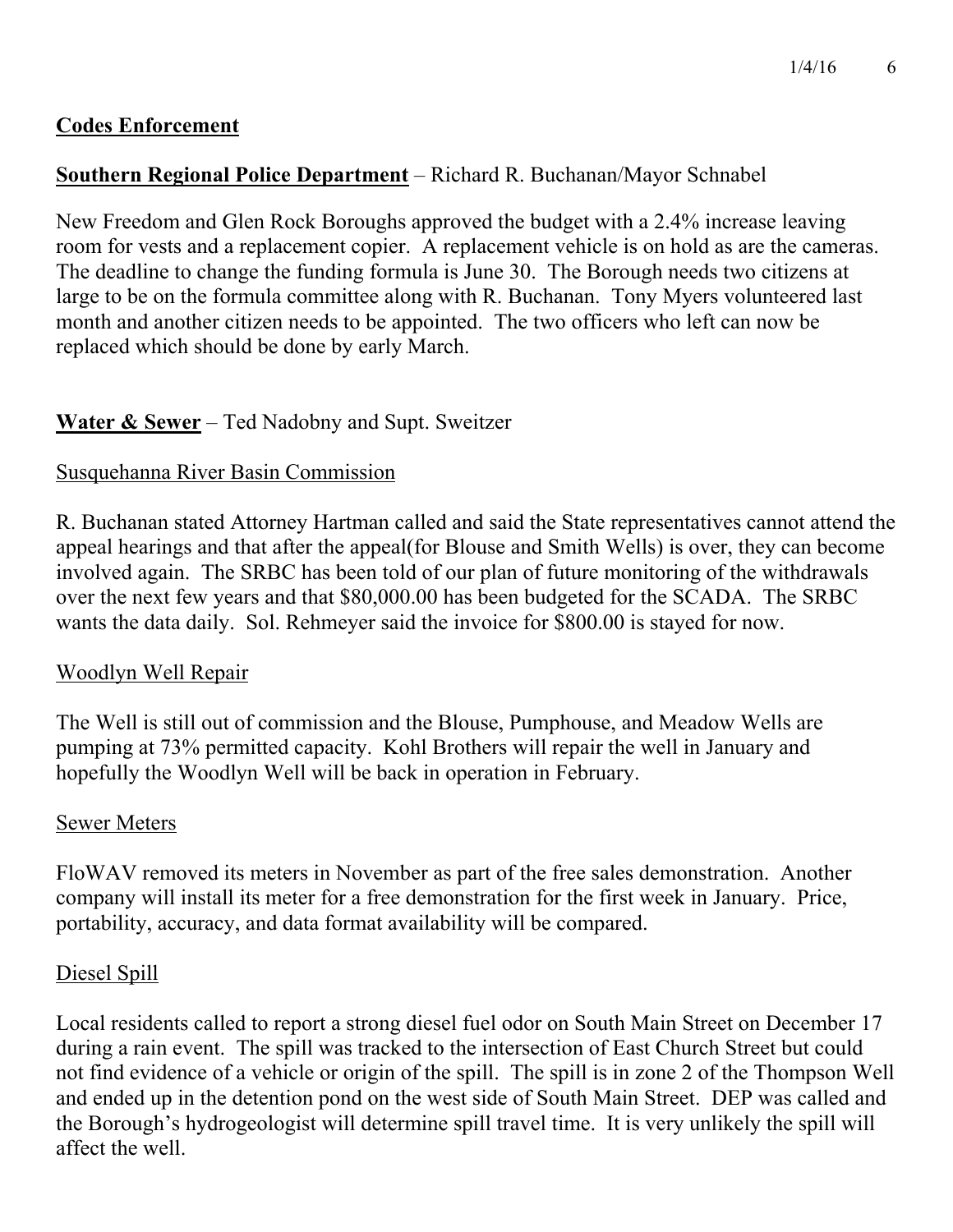**Codes Enforcement**

**Southern Regional Police Department** – Richard R. Buchanan/Mayor Schnabel

New Freedom and Glen Rock Boroughs approved the budget with a 2.4% increase leaving room for vests and a replacement copier. A replacement vehicle is on hold as are the cameras. The deadline to change the funding formula is June 30. The Borough needs two citizens at large to be on the formula committee along with R. Buchanan. Tony Myers volunteered last month and another citizen needs to be appointed. The two officers who left can now be replaced which should be done by early March.

**Water & Sewer** – Ted Nadobny and Supt. Sweitzer

Susquehanna River Basin Commission

R. Buchanan stated Attorney Hartman called and said the State representatives cannot attend the appeal hearings and that after the appeal(for Blouse and Smith Wells) is over, they can become involved again. The SRBC has been told of our plan of future monitoring of the withdrawals over the next few years and that $80,000.00 has been budgeted for the SCADA. The SRBC wants the data daily. Sol. Rehmeyer said the invoice for $800.00 is stayed for now.

Woodlyn Well Repair

The Well is still out of commission and the Blouse, Pumphouse, and Meadow Wells are pumping at 73% permitted capacity. Kohl Brothers will repair the well in January and hopefully the Woodlyn Well will be back in operation in February.

Sewer Meters

FloWAV removed its meters in November as part of the free sales demonstration. Another company will install its meter for a free demonstration for the first week in January. Price, portability, accuracy, and data format availability will be compared.

Diesel Spill

Local residents called to report a strong diesel fuel odor on South Main Street on December 17 during a rain event. The spill was tracked to the intersection of East Church Street but could not find evidence of a vehicle or origin of the spill. The spill is in zone 2 of the Thompson Well and ended up in the detention pond on the west side of South Main Street. DEP was called and the Borough's hydrogeologist will determine spill travel time. It is very unlikely the spill will affect the well.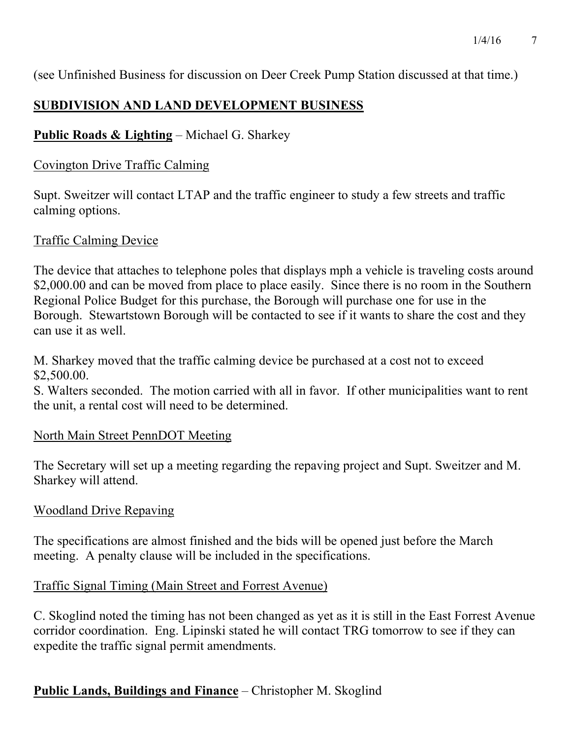(see Unfinished Business for discussion on Deer Creek Pump Station discussed at that time.)

## SUBDIVISION AND LAND DEVELOPMENT BUSINESS

**Public Roads & Lighting** – Michael G. Sharkey

Covington Drive Traffic Calming

Supt. Sweitzer will contact LTAP and the traffic engineer to study a few streets and traffic calming options.

Traffic Calming Device

The device that attaches to telephone poles that displays mph a vehicle is traveling costs around $2,000.00 and can be moved from place to place easily. Since there is no room in the Southern Regional Police Budget for this purchase, the Borough will purchase one for use in the Borough. Stewartstown Borough will be contacted to see if it wants to share the cost and they can use it as well.

M. Sharkey moved that the traffic calming device be purchased at a cost not to exceed $2,500.00.
S. Walters seconded. The motion carried with all in favor. If other municipalities want to rent the unit, a rental cost will need to be determined.

North Main Street PennDOT Meeting

The Secretary will set up a meeting regarding the repaving project and Supt. Sweitzer and M. Sharkey will attend.

Woodland Drive Repaving

The specifications are almost finished and the bids will be opened just before the March meeting. A penalty clause will be included in the specifications.

Traffic Signal Timing (Main Street and Forrest Avenue)

C. Skoglind noted the timing has not been changed as yet as it is still in the East Forrest Avenue corridor coordination. Eng. Lipinski stated he will contact TRG tomorrow to see if they can expedite the traffic signal permit amendments.

**Public Lands, Buildings and Finance** – Christopher M. Skoglind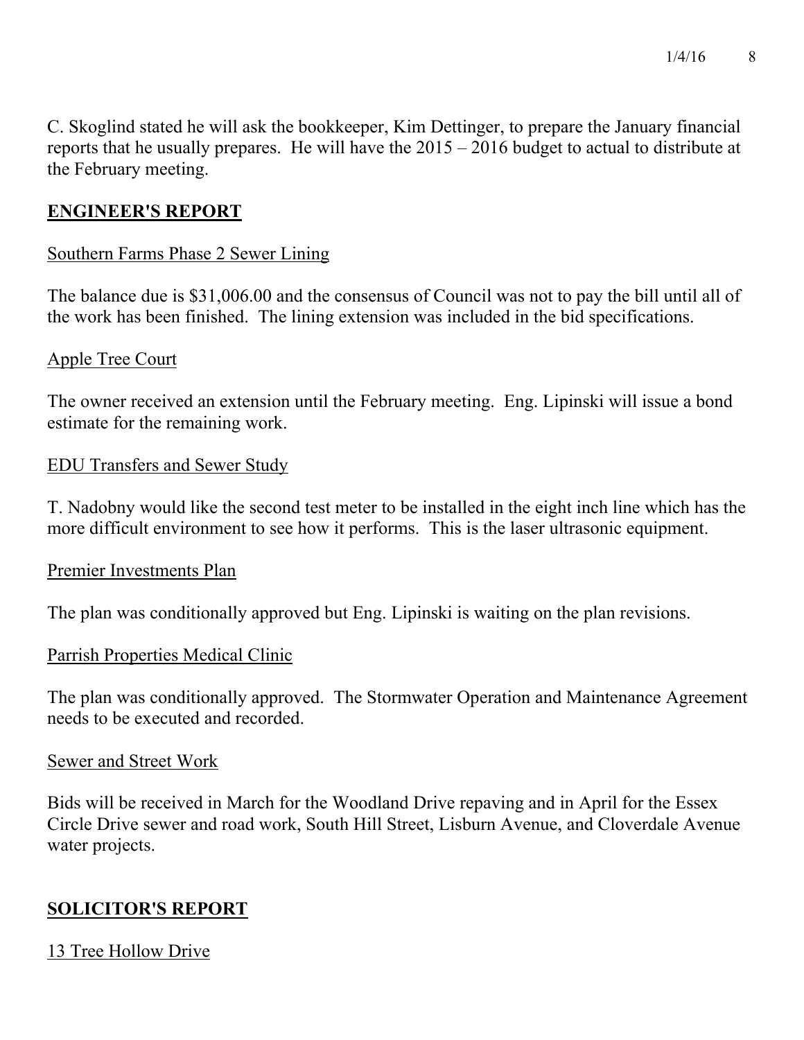C. Skoglind stated he will ask the bookkeeper, Kim Dettinger, to prepare the January financial reports that he usually prepares. He will have the 2015 – 2016 budget to actual to distribute at the February meeting.

## ENGINEER'S REPORT

Southern Farms Phase 2 Sewer Lining

The balance due is $31,006.00 and the consensus of Council was not to pay the bill until all of the work has been finished. The lining extension was included in the bid specifications.

Apple Tree Court

The owner received an extension until the February meeting. Eng. Lipinski will issue a bond estimate for the remaining work.

EDU Transfers and Sewer Study

T. Nadobny would like the second test meter to be installed in the eight inch line which has the more difficult environment to see how it performs. This is the laser ultrasonic equipment.

Premier Investments Plan

The plan was conditionally approved but Eng. Lipinski is waiting on the plan revisions.

Parrish Properties Medical Clinic

The plan was conditionally approved. The Stormwater Operation and Maintenance Agreement needs to be executed and recorded.

Sewer and Street Work

Bids will be received in March for the Woodland Drive repaving and in April for the Essex Circle Drive sewer and road work, South Hill Street, Lisburn Avenue, and Cloverdale Avenue water projects.

## SOLICITOR'S REPORT

13 Tree Hollow Drive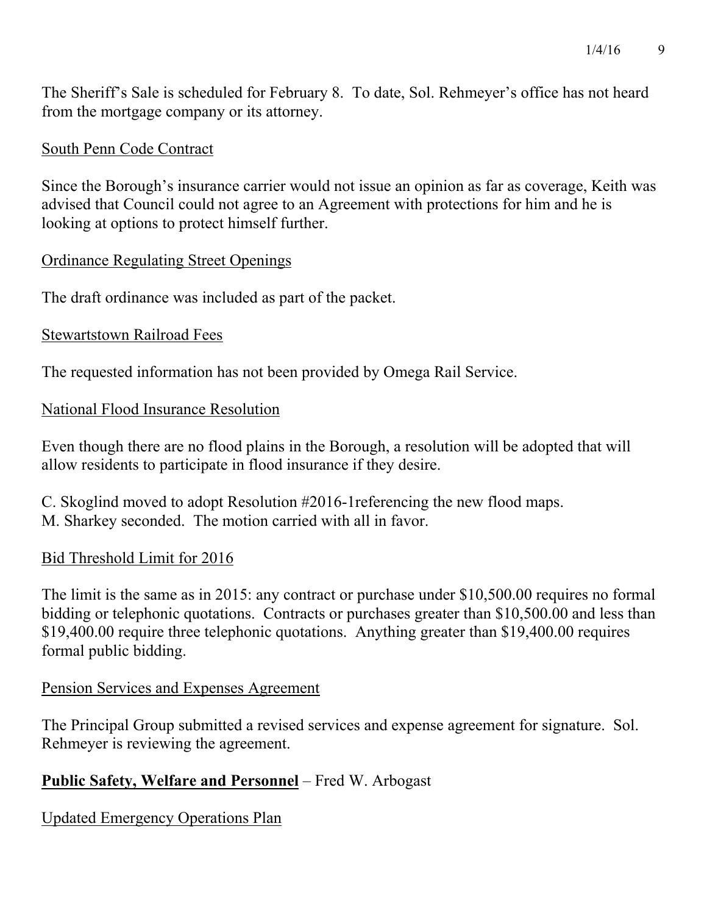The Sheriff's Sale is scheduled for February 8. To date, Sol. Rehmeyer's office has not heard from the mortgage company or its attorney.

<u>South Penn Code Contract</u>

Since the Borough's insurance carrier would not issue an opinion as far as coverage, Keith was advised that Council could not agree to an Agreement with protections for him and he is looking at options to protect himself further.

<u>Ordinance Regulating Street Openings</u>

The draft ordinance was included as part of the packet.

<u>Stewartstown Railroad Fees</u>

The requested information has not been provided by Omega Rail Service.

<u>National Flood Insurance Resolution</u>

Even though there are no flood plains in the Borough, a resolution will be adopted that will allow residents to participate in flood insurance if they desire.

C. Skoglind moved to adopt Resolution #2016-1referencing the new flood maps.
M. Sharkey seconded. The motion carried with all in favor.

<u>Bid Threshold Limit for 2016</u>

The limit is the same as in 2015: any contract or purchase under $10,500.00 requires no formal bidding or telephonic quotations. Contracts or purchases greater than $10,500.00 and less than $19,400.00 require three telephonic quotations. Anything greater than $19,400.00 requires formal public bidding.

<u>Pension Services and Expenses Agreement</u>

The Principal Group submitted a revised services and expense agreement for signature. Sol. Rehmeyer is reviewing the agreement.

**<u>Public Safety, Welfare and Personnel</u>** – Fred W. Arbogast

<u>Updated Emergency Operations Plan</u>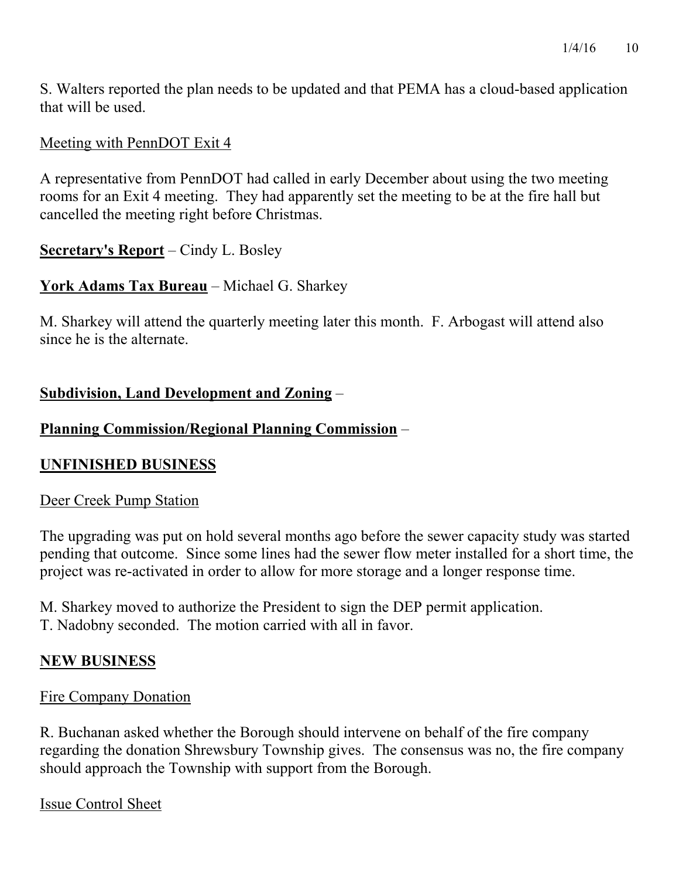S. Walters reported the plan needs to be updated and that PEMA has a cloud-based application that will be used.

Meeting with PennDOT Exit 4

A representative from PennDOT had called in early December about using the two meeting rooms for an Exit 4 meeting. They had apparently set the meeting to be at the fire hall but cancelled the meeting right before Christmas.

**Secretary's Report** – Cindy L. Bosley

**York Adams Tax Bureau** – Michael G. Sharkey

M. Sharkey will attend the quarterly meeting later this month. F. Arbogast will attend also since he is the alternate.

**Subdivision, Land Development and Zoning** –

**Planning Commission/Regional Planning Commission** –

## UNFINISHED BUSINESS

Deer Creek Pump Station

The upgrading was put on hold several months ago before the sewer capacity study was started pending that outcome. Since some lines had the sewer flow meter installed for a short time, the project was re-activated in order to allow for more storage and a longer response time.

M. Sharkey moved to authorize the President to sign the DEP permit application.
T. Nadobny seconded. The motion carried with all in favor.

## NEW BUSINESS

Fire Company Donation

R. Buchanan asked whether the Borough should intervene on behalf of the fire company regarding the donation Shrewsbury Township gives. The consensus was no, the fire company should approach the Township with support from the Borough.

Issue Control Sheet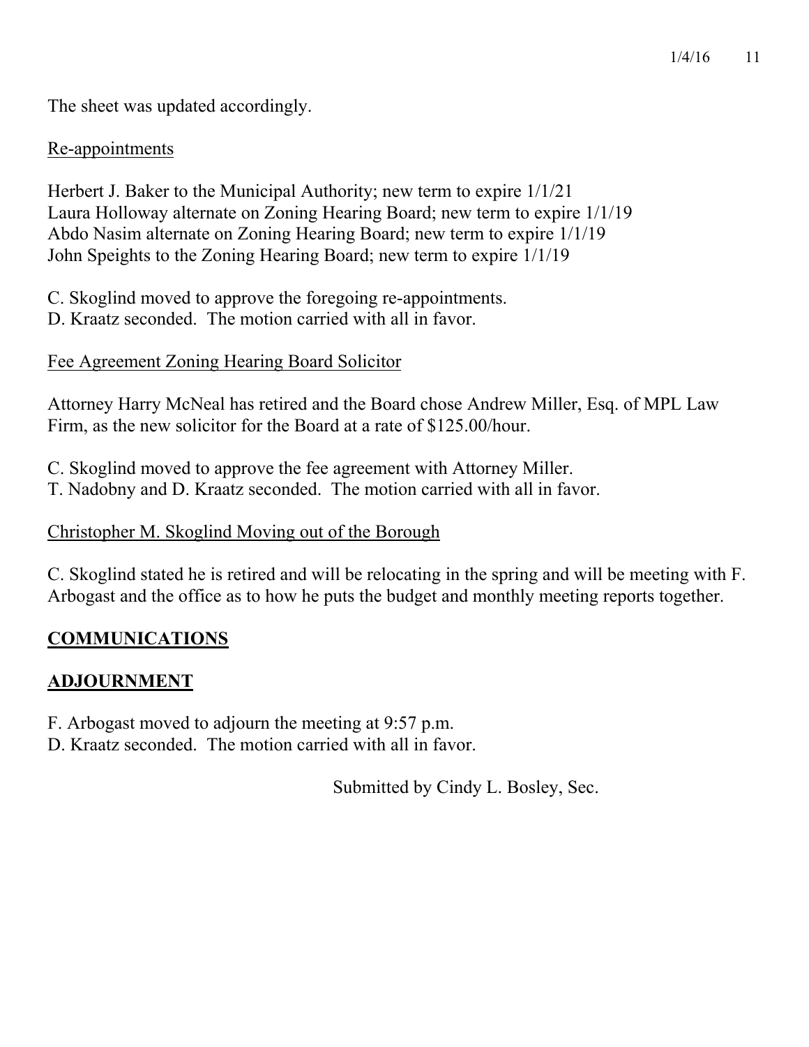The sheet was updated accordingly.

Re-appointments

Herbert J. Baker to the Municipal Authority; new term to expire 1/1/21
Laura Holloway alternate on Zoning Hearing Board; new term to expire 1/1/19
Abdo Nasim alternate on Zoning Hearing Board; new term to expire 1/1/19
John Speights to the Zoning Hearing Board; new term to expire 1/1/19

C. Skoglind moved to approve the foregoing re-appointments.
D. Kraatz seconded. The motion carried with all in favor.

Fee Agreement Zoning Hearing Board Solicitor

Attorney Harry McNeal has retired and the Board chose Andrew Miller, Esq. of MPL Law Firm, as the new solicitor for the Board at a rate of $125.00/hour.

C. Skoglind moved to approve the fee agreement with Attorney Miller.
T. Nadobny and D. Kraatz seconded. The motion carried with all in favor.

Christopher M. Skoglind Moving out of the Borough

C. Skoglind stated he is retired and will be relocating in the spring and will be meeting with F. Arbogast and the office as to how he puts the budget and monthly meeting reports together.

## COMMUNICATIONS

## ADJOURNMENT

F. Arbogast moved to adjourn the meeting at 9:57 p.m.
D. Kraatz seconded. The motion carried with all in favor.

Submitted by Cindy L. Bosley, Sec.